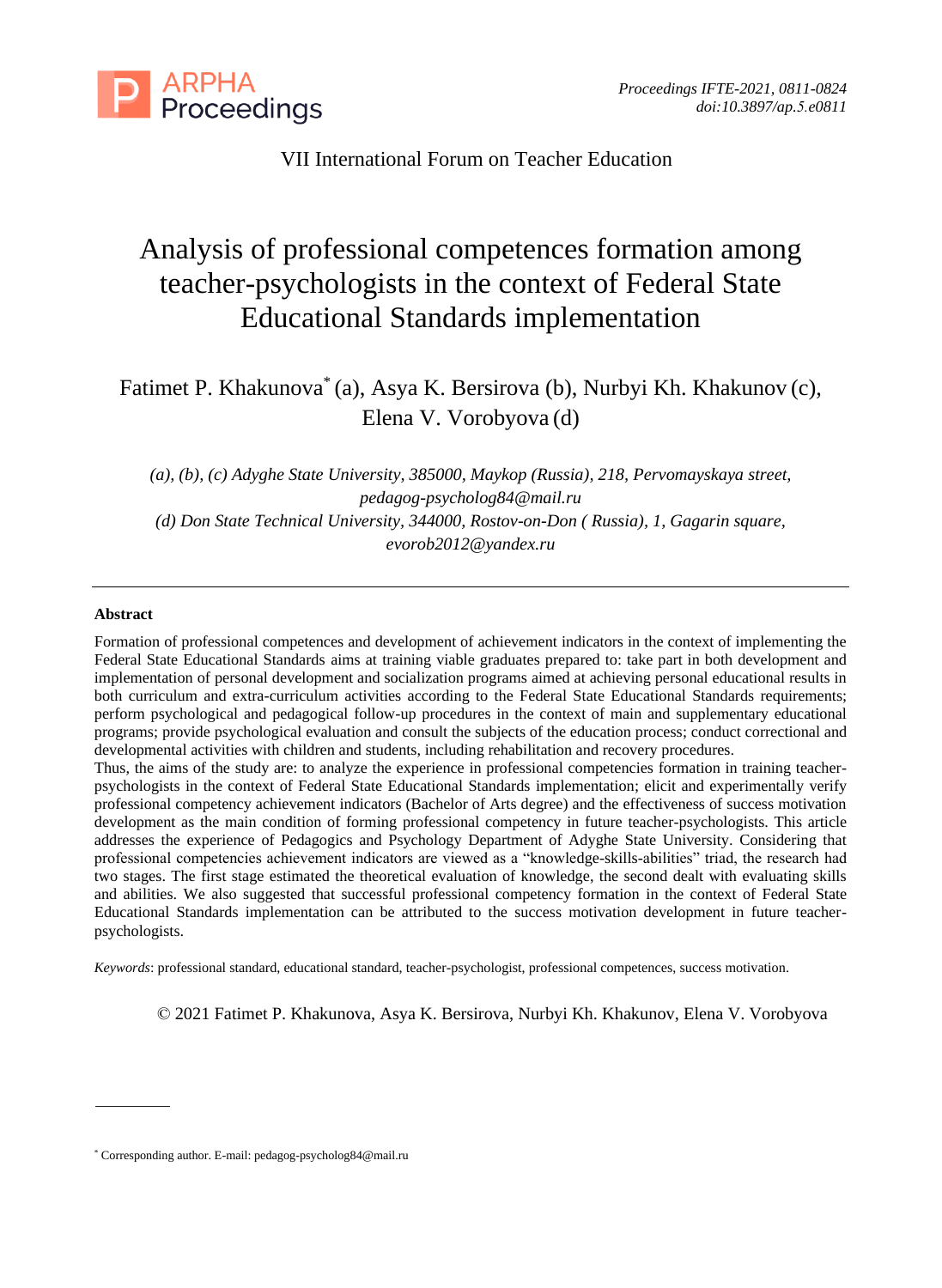VII International Forum on Teacher Education

# Analysis of professional competences formation among teacher-psychologists in the context of Federal State Educational Standards implementation

Fatimet P. Khakunova* (a), Asya K. Bersirova (b), Nurbyi Kh. Khakunov (c), Elena V. Vorobyova (d)

*(a), (b), (c) Adyghe State University, 385000, Maykop (Russia), 218, Pervomayskaya street, pedagog-psycholog84@mail.ru*

*(d) Don State Technical University, 344000, Rostov-on-Don ( Russia), 1, Gagarin square, evorob2012@yandex.ru*

---

**Abstract**

Formation of professional competences and development of achievement indicators in the context of implementing the Federal State Educational Standards aims at training viable graduates prepared to: take part in both development and implementation of personal development and socialization programs aimed at achieving personal educational results in both curriculum and extra-curriculum activities according to the Federal State Educational Standards requirements; perform psychological and pedagogical follow-up procedures in the context of main and supplementary educational programs; provide psychological evaluation and consult the subjects of the education process; conduct correctional and developmental activities with children and students, including rehabilitation and recovery procedures.

Thus, the aims of the study are: to analyze the experience in professional competencies formation in training teacher-psychologists in the context of Federal State Educational Standards implementation; elicit and experimentally verify professional competency achievement indicators (Bachelor of Arts degree) and the effectiveness of success motivation development as the main condition of forming professional competency in future teacher-psychologists. This article addresses the experience of Pedagogics and Psychology Department of Adyghe State University. Considering that professional competencies achievement indicators are viewed as a "knowledge-skills-abilities" triad, the research had two stages. The first stage estimated the theoretical evaluation of knowledge, the second dealt with evaluating skills and abilities. We also suggested that successful professional competency formation in the context of Federal State Educational Standards implementation can be attributed to the success motivation development in future teacher-psychologists.

*Keywords*: professional standard, educational standard, teacher-psychologist, professional competences, success motivation.

© 2021 Fatimet P. Khakunova, Asya K. Bersirova, Nurbyi Kh. Khakunov, Elena V. Vorobyova

---

* Corresponding author. E-mail: pedagog-psycholog84@mail.ru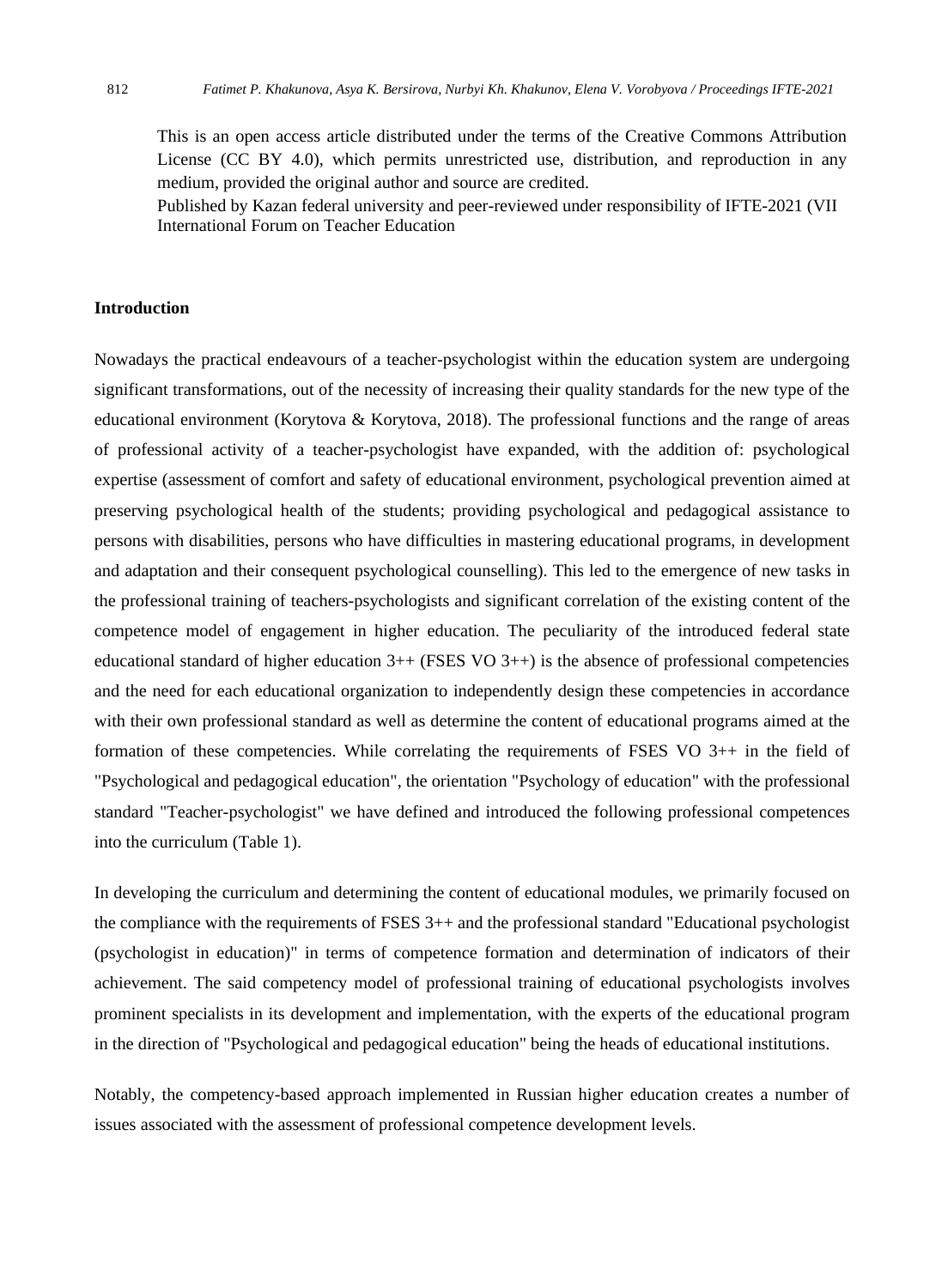This is an open access article distributed under the terms of the Creative Commons Attribution License (CC BY 4.0), which permits unrestricted use, distribution, and reproduction in any medium, provided the original author and source are credited.
Published by Kazan federal university and peer-reviewed under responsibility of IFTE-2021 (VII International Forum on Teacher Education

## Introduction

Nowadays the practical endeavours of a teacher-psychologist within the education system are undergoing significant transformations, out of the necessity of increasing their quality standards for the new type of the educational environment (Korytova & Korytova, 2018). The professional functions and the range of areas of professional activity of a teacher-psychologist have expanded, with the addition of: psychological expertise (assessment of comfort and safety of educational environment, psychological prevention aimed at preserving psychological health of the students; providing psychological and pedagogical assistance to persons with disabilities, persons who have difficulties in mastering educational programs, in development and adaptation and their consequent psychological counselling). This led to the emergence of new tasks in the professional training of teachers-psychologists and significant correlation of the existing content of the competence model of engagement in higher education. The peculiarity of the introduced federal state educational standard of higher education 3++ (FSES VO 3++) is the absence of professional competencies and the need for each educational organization to independently design these competencies in accordance with their own professional standard as well as determine the content of educational programs aimed at the formation of these competencies. While correlating the requirements of FSES VO 3++ in the field of "Psychological and pedagogical education", the orientation "Psychology of education" with the professional standard "Teacher-psychologist" we have defined and introduced the following professional competences into the curriculum (Table 1).

In developing the curriculum and determining the content of educational modules, we primarily focused on the compliance with the requirements of FSES 3++ and the professional standard "Educational psychologist (psychologist in education)" in terms of competence formation and determination of indicators of their achievement. The said competency model of professional training of educational psychologists involves prominent specialists in its development and implementation, with the experts of the educational program in the direction of "Psychological and pedagogical education" being the heads of educational institutions.

Notably, the competency-based approach implemented in Russian higher education creates a number of issues associated with the assessment of professional competence development levels.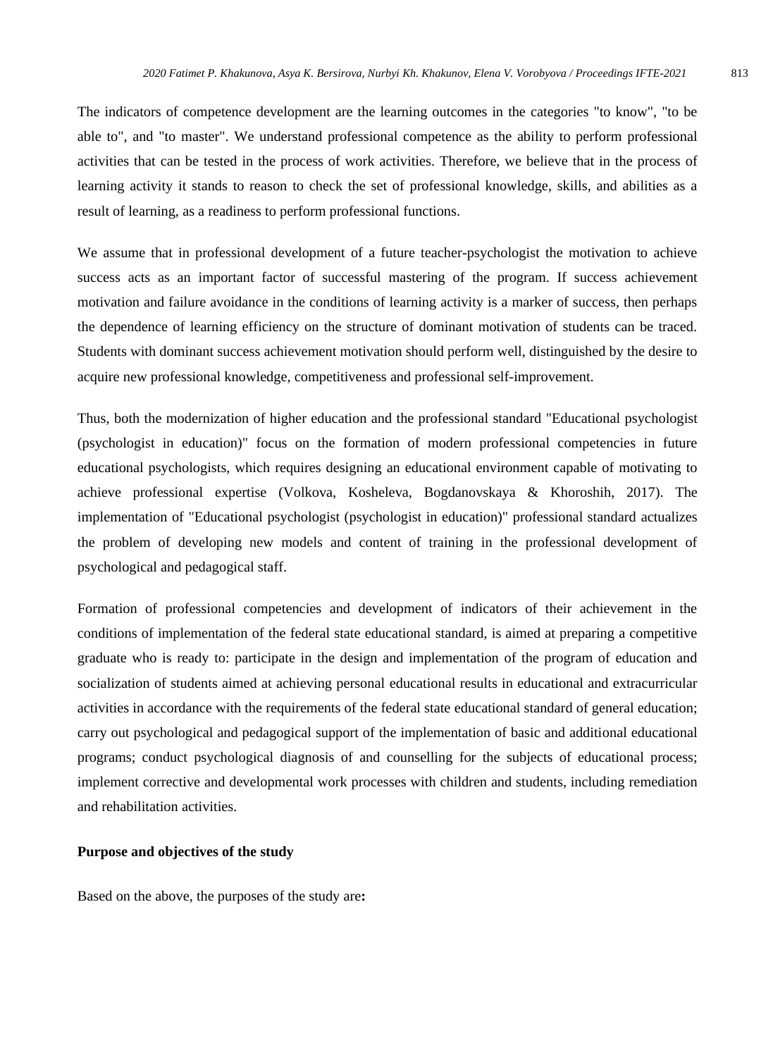The indicators of competence development are the learning outcomes in the categories "to know", "to be able to", and "to master". We understand professional competence as the ability to perform professional activities that can be tested in the process of work activities. Therefore, we believe that in the process of learning activity it stands to reason to check the set of professional knowledge, skills, and abilities as a result of learning, as a readiness to perform professional functions.

We assume that in professional development of a future teacher-psychologist the motivation to achieve success acts as an important factor of successful mastering of the program. If success achievement motivation and failure avoidance in the conditions of learning activity is a marker of success, then perhaps the dependence of learning efficiency on the structure of dominant motivation of students can be traced. Students with dominant success achievement motivation should perform well, distinguished by the desire to acquire new professional knowledge, competitiveness and professional self-improvement.

Thus, both the modernization of higher education and the professional standard "Educational psychologist (psychologist in education)" focus on the formation of modern professional competencies in future educational psychologists, which requires designing an educational environment capable of motivating to achieve professional expertise (Volkova, Kosheleva, Bogdanovskaya & Khoroshih, 2017). The implementation of "Educational psychologist (psychologist in education)" professional standard actualizes the problem of developing new models and content of training in the professional development of psychological and pedagogical staff.

Formation of professional competencies and development of indicators of their achievement in the conditions of implementation of the federal state educational standard, is aimed at preparing a competitive graduate who is ready to: participate in the design and implementation of the program of education and socialization of students aimed at achieving personal educational results in educational and extracurricular activities in accordance with the requirements of the federal state educational standard of general education; carry out psychological and pedagogical support of the implementation of basic and additional educational programs; conduct psychological diagnosis of and counselling for the subjects of educational process; implement corrective and developmental work processes with children and students, including remediation and rehabilitation activities.

**Purpose and objectives of the study**

Based on the above, the purposes of the study are**:**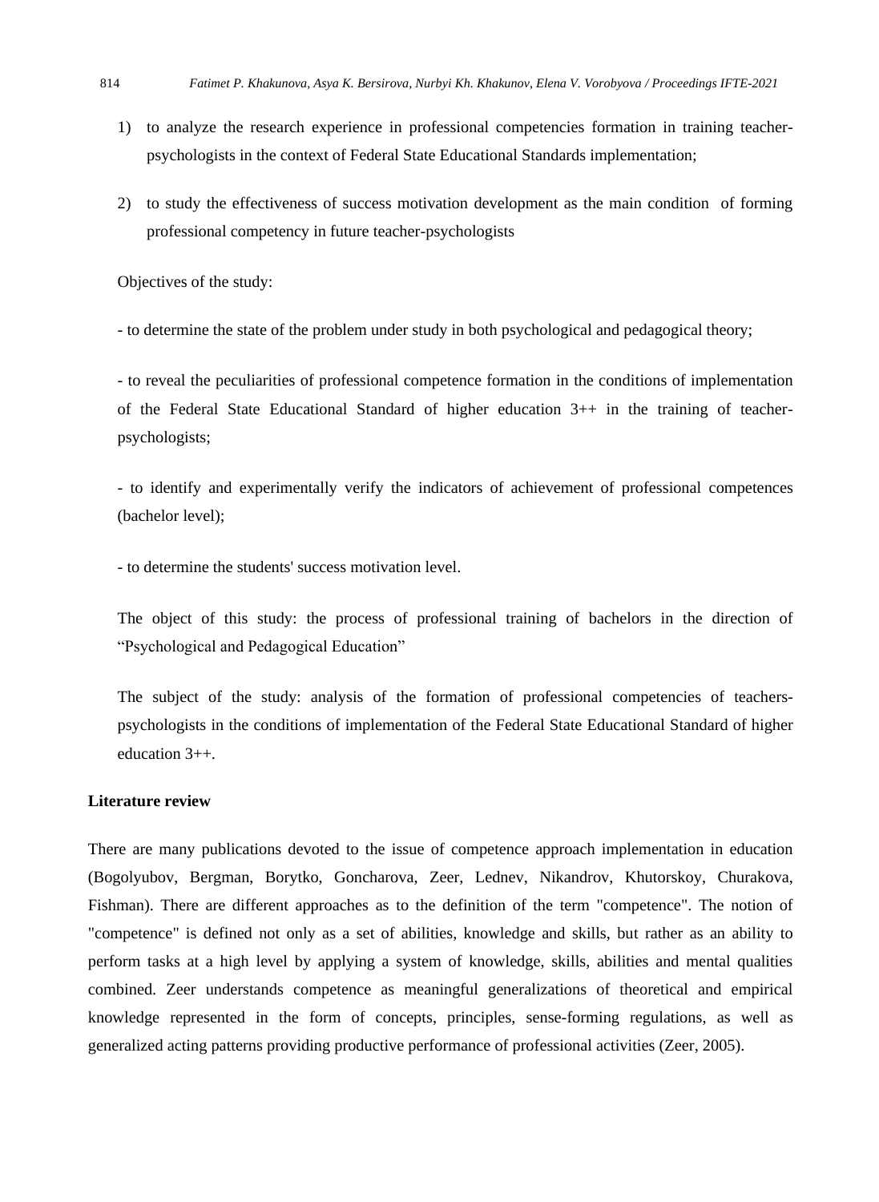1) to analyze the research experience in professional competencies formation in training teacher-psychologists in the context of Federal State Educational Standards implementation;

2) to study the effectiveness of success motivation development as the main condition of forming professional competency in future teacher-psychologists

Objectives of the study:

- to determine the state of the problem under study in both psychological and pedagogical theory;

- to reveal the peculiarities of professional competence formation in the conditions of implementation of the Federal State Educational Standard of higher education 3++ in the training of teacher-psychologists;

- to identify and experimentally verify the indicators of achievement of professional competences (bachelor level);

- to determine the students' success motivation level.

The object of this study: the process of professional training of bachelors in the direction of "Psychological and Pedagogical Education"

The subject of the study: analysis of the formation of professional competencies of teachers-psychologists in the conditions of implementation of the Federal State Educational Standard of higher education 3++.

## Literature review

There are many publications devoted to the issue of competence approach implementation in education (Bogolyubov, Bergman, Borytko, Goncharova, Zeer, Lednev, Nikandrov, Khutorskoy, Churakova, Fishman). There are different approaches as to the definition of the term "competence". The notion of "competence" is defined not only as a set of abilities, knowledge and skills, but rather as an ability to perform tasks at a high level by applying a system of knowledge, skills, abilities and mental qualities combined. Zeer understands competence as meaningful generalizations of theoretical and empirical knowledge represented in the form of concepts, principles, sense-forming regulations, as well as generalized acting patterns providing productive performance of professional activities (Zeer, 2005).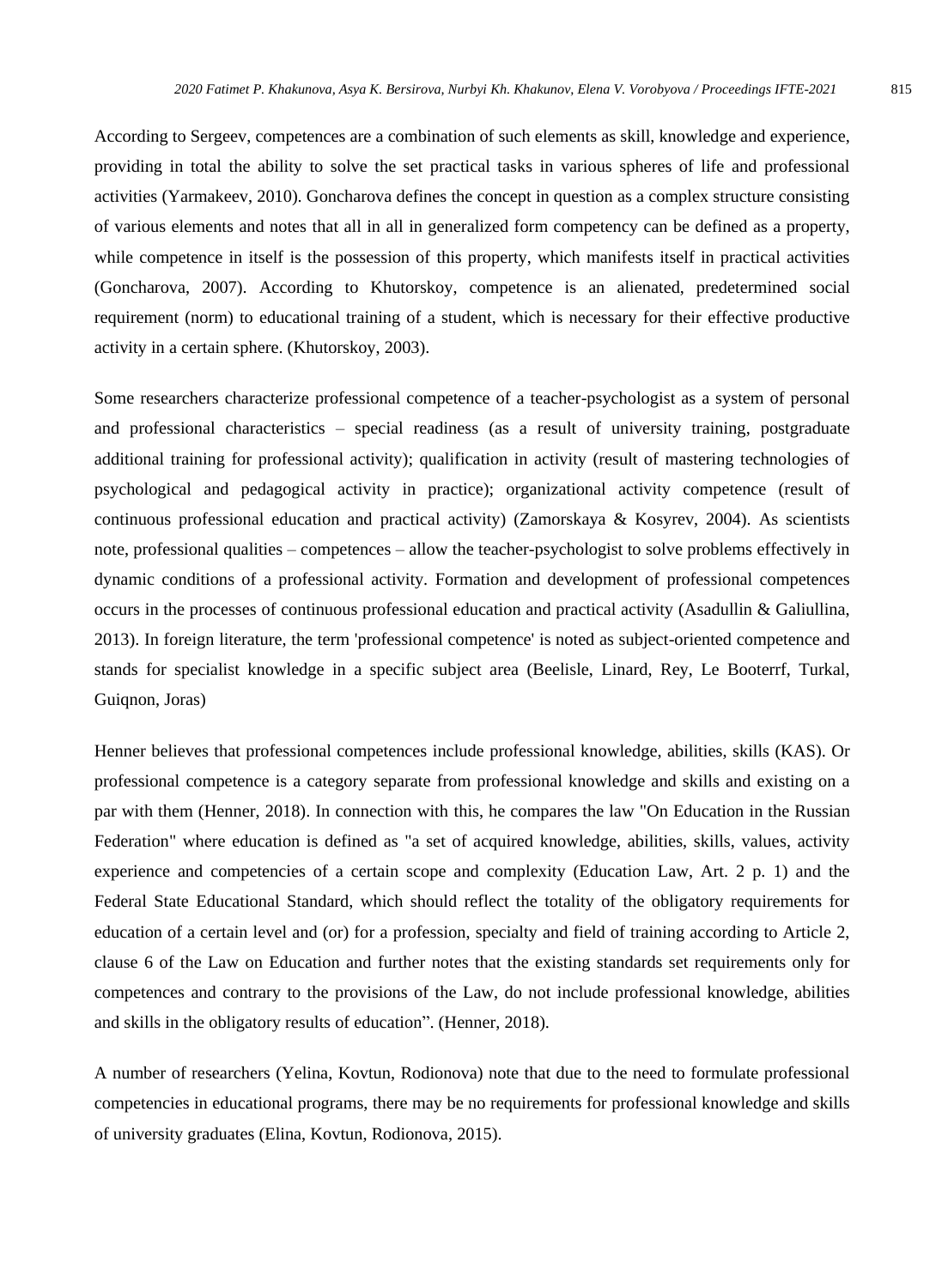According to Sergeev, competences are a combination of such elements as skill, knowledge and experience, providing in total the ability to solve the set practical tasks in various spheres of life and professional activities (Yarmakeev, 2010). Goncharova defines the concept in question as a complex structure consisting of various elements and notes that all in all in generalized form competency can be defined as a property, while competence in itself is the possession of this property, which manifests itself in practical activities (Goncharova, 2007). According to Khutorskoy, competence is an alienated, predetermined social requirement (norm) to educational training of a student, which is necessary for their effective productive activity in a certain sphere. (Khutorskoy, 2003).

Some researchers characterize professional competence of a teacher-psychologist as a system of personal and professional characteristics – special readiness (as a result of university training, postgraduate additional training for professional activity); qualification in activity (result of mastering technologies of psychological and pedagogical activity in practice); organizational activity competence (result of continuous professional education and practical activity) (Zamorskaya & Kosyrev, 2004). As scientists note, professional qualities – competences – allow the teacher-psychologist to solve problems effectively in dynamic conditions of a professional activity. Formation and development of professional competences occurs in the processes of continuous professional education and practical activity (Asadullin & Galiullina, 2013). In foreign literature, the term 'professional competence' is noted as subject-oriented competence and stands for specialist knowledge in a specific subject area (Beelisle, Linard, Rey, Le Booterrf, Turkal, Guiqnon, Joras)

Henner believes that professional competences include professional knowledge, abilities, skills (KAS). Or professional competence is a category separate from professional knowledge and skills and existing on a par with them (Henner, 2018). In connection with this, he compares the law "On Education in the Russian Federation" where education is defined as "a set of acquired knowledge, abilities, skills, values, activity experience and competencies of a certain scope and complexity (Education Law, Art. 2 p. 1) and the Federal State Educational Standard, which should reflect the totality of the obligatory requirements for education of a certain level and (or) for a profession, specialty and field of training according to Article 2, clause 6 of the Law on Education and further notes that the existing standards set requirements only for competences and contrary to the provisions of the Law, do not include professional knowledge, abilities and skills in the obligatory results of education". (Henner, 2018).

A number of researchers (Yelina, Kovtun, Rodionova) note that due to the need to formulate professional competencies in educational programs, there may be no requirements for professional knowledge and skills of university graduates (Elina, Kovtun, Rodionova, 2015).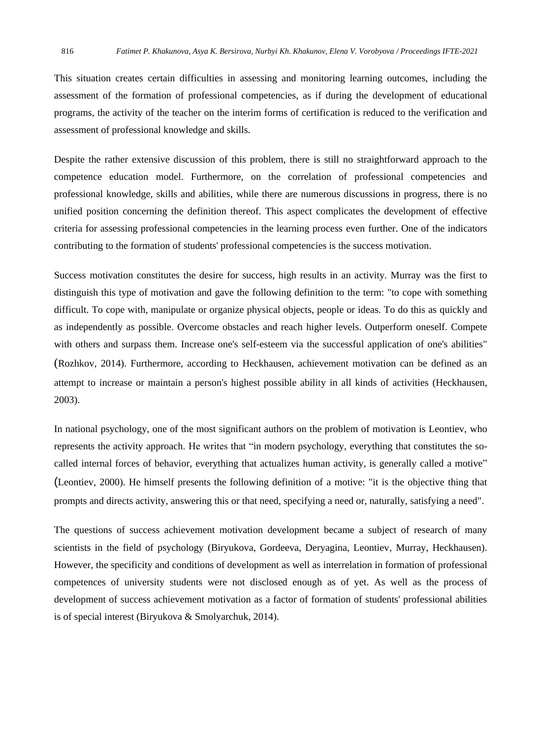This situation creates certain difficulties in assessing and monitoring learning outcomes, including the assessment of the formation of professional competencies, as if during the development of educational programs, the activity of the teacher on the interim forms of certification is reduced to the verification and assessment of professional knowledge and skills.

Despite the rather extensive discussion of this problem, there is still no straightforward approach to the competence education model. Furthermore, on the correlation of professional competencies and professional knowledge, skills and abilities, while there are numerous discussions in progress, there is no unified position concerning the definition thereof. This aspect complicates the development of effective criteria for assessing professional competencies in the learning process even further. One of the indicators contributing to the formation of students' professional competencies is the success motivation.

Success motivation constitutes the desire for success, high results in an activity. Murray was the first to distinguish this type of motivation and gave the following definition to the term: "to cope with something difficult. To cope with, manipulate or organize physical objects, people or ideas. To do this as quickly and as independently as possible. Overcome obstacles and reach higher levels. Outperform oneself. Compete with others and surpass them. Increase one's self-esteem via the successful application of one's abilities" (Rozhkov, 2014). Furthermore, according to Heckhausen, achievement motivation can be defined as an attempt to increase or maintain a person's highest possible ability in all kinds of activities (Heckhausen, 2003).

In national psychology, one of the most significant authors on the problem of motivation is Leontiev, who represents the activity approach. He writes that "in modern psychology, everything that constitutes the so-called internal forces of behavior, everything that actualizes human activity, is generally called a motive" (Leontiev, 2000). He himself presents the following definition of a motive: "it is the objective thing that prompts and directs activity, answering this or that need, specifying a need or, naturally, satisfying a need".

The questions of success achievement motivation development became a subject of research of many scientists in the field of psychology (Biryukova, Gordeeva, Deryagina, Leontiev, Murray, Heckhausen). However, the specificity and conditions of development as well as interrelation in formation of professional competences of university students were not disclosed enough as of yet. As well as the process of development of success achievement motivation as a factor of formation of students' professional abilities is of special interest (Biryukova & Smolyarchuk, 2014).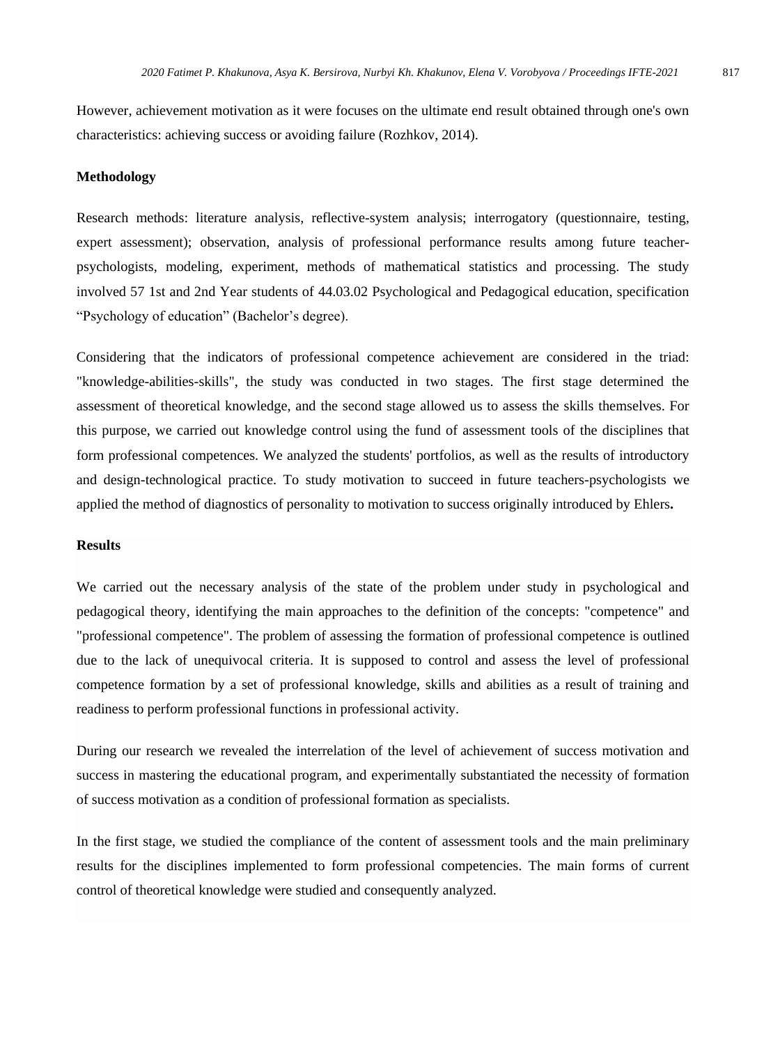However, achievement motivation as it were focuses on the ultimate end result obtained through one's own characteristics: achieving success or avoiding failure (Rozhkov, 2014).

## Methodology

Research methods: literature analysis, reflective-system analysis; interrogatory (questionnaire, testing, expert assessment); observation, analysis of professional performance results among future teacher-psychologists, modeling, experiment, methods of mathematical statistics and processing. The study involved 57 1st and 2nd Year students of 44.03.02 Psychological and Pedagogical education, specification "Psychology of education" (Bachelor's degree).

Considering that the indicators of professional competence achievement are considered in the triad: "knowledge-abilities-skills", the study was conducted in two stages. The first stage determined the assessment of theoretical knowledge, and the second stage allowed us to assess the skills themselves. For this purpose, we carried out knowledge control using the fund of assessment tools of the disciplines that form professional competences. We analyzed the students' portfolios, as well as the results of introductory and design-technological practice. To study motivation to succeed in future teachers-psychologists we applied the method of diagnostics of personality to motivation to success originally introduced by Ehlers**.**

## Results

We carried out the necessary analysis of the state of the problem under study in psychological and pedagogical theory, identifying the main approaches to the definition of the concepts: "competence" and "professional competence". The problem of assessing the formation of professional competence is outlined due to the lack of unequivocal criteria. It is supposed to control and assess the level of professional competence formation by a set of professional knowledge, skills and abilities as a result of training and readiness to perform professional functions in professional activity.

During our research we revealed the interrelation of the level of achievement of success motivation and success in mastering the educational program, and experimentally substantiated the necessity of formation of success motivation as a condition of professional formation as specialists.

In the first stage, we studied the compliance of the content of assessment tools and the main preliminary results for the disciplines implemented to form professional competencies. The main forms of current control of theoretical knowledge were studied and consequently analyzed.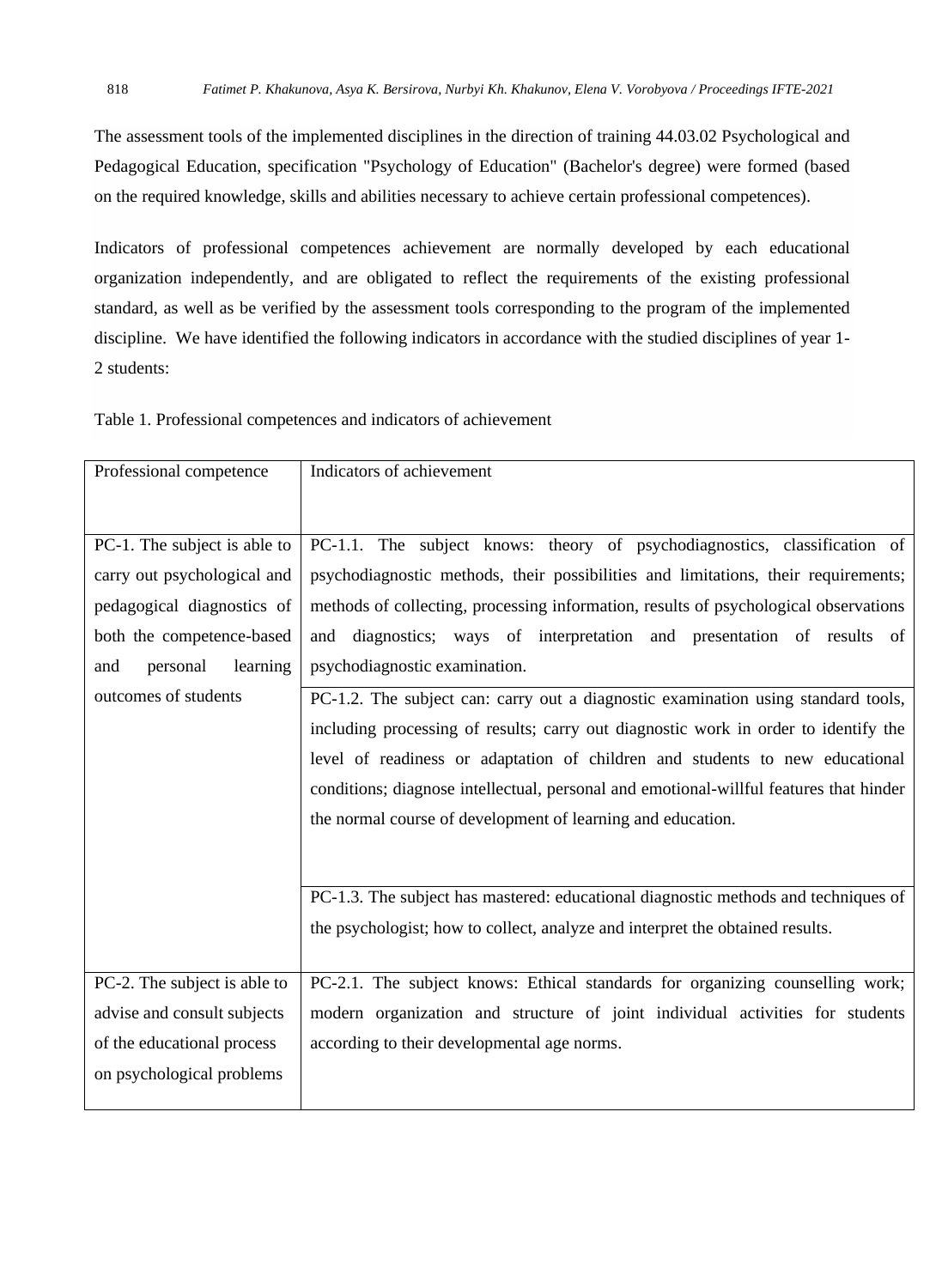The assessment tools of the implemented disciplines in the direction of training 44.03.02 Psychological and Pedagogical Education, specification "Psychology of Education" (Bachelor's degree) were formed (based on the required knowledge, skills and abilities necessary to achieve certain professional competences).

Indicators of professional competences achievement are normally developed by each educational organization independently, and are obligated to reflect the requirements of the existing professional standard, as well as be verified by the assessment tools corresponding to the program of the implemented discipline. We have identified the following indicators in accordance with the studied disciplines of year 1-2 students:

Table 1. Professional competences and indicators of achievement

| Professional competence | Indicators of achievement |
|---|---|
| PC-1. The subject is able to carry out psychological and pedagogical diagnostics of both the competence-based and personal learning outcomes of students | PC-1.1. The subject knows: theory of psychodiagnostics, classification of psychodiagnostic methods, their possibilities and limitations, their requirements; methods of collecting, processing information, results of psychological observations and diagnostics; ways of interpretation and presentation of results of psychodiagnostic examination. |
| | PC-1.2. The subject can: carry out a diagnostic examination using standard tools, including processing of results; carry out diagnostic work in order to identify the level of readiness or adaptation of children and students to new educational conditions; diagnose intellectual, personal and emotional-willful features that hinder the normal course of development of learning and education. |
| | PC-1.3. The subject has mastered: educational diagnostic methods and techniques of the psychologist; how to collect, analyze and interpret the obtained results. |
| PC-2. The subject is able to advise and consult subjects of the educational process on psychological problems | PC-2.1. The subject knows: Ethical standards for organizing counselling work; modern organization and structure of joint individual activities for students according to their developmental age norms. |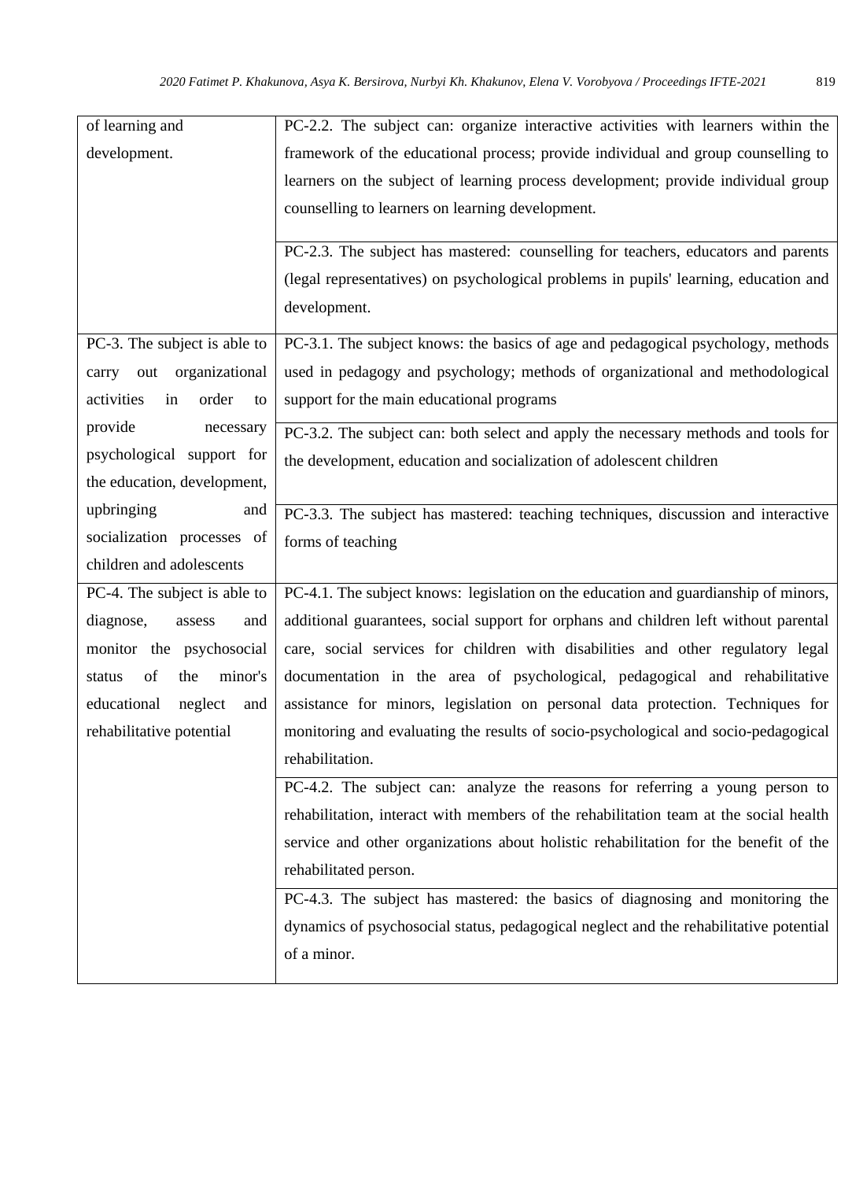| | |
|---|---|
| of learning and development. | PC-2.2. The subject can: organize interactive activities with learners within the framework of the educational process; provide individual and group counselling to learners on the subject of learning process development; provide individual group counselling to learners on learning development. |
| | PC-2.3. The subject has mastered: counselling for teachers, educators and parents (legal representatives) on psychological problems in pupils' learning, education and development. |
| PC-3. The subject is able to carry out organizational activities in order to provide necessary psychological support for the education, development, upbringing and socialization processes of children and adolescents | PC-3.1. The subject knows: the basics of age and pedagogical psychology, methods used in pedagogy and psychology; methods of organizational and methodological support for the main educational programs |
| | PC-3.2. The subject can: both select and apply the necessary methods and tools for the development, education and socialization of adolescent children |
| | PC-3.3. The subject has mastered: teaching techniques, discussion and interactive forms of teaching |
| PC-4. The subject is able to diagnose, assess and monitor the psychosocial status of the minor's educational neglect and rehabilitative potential | PC-4.1. The subject knows: legislation on the education and guardianship of minors, additional guarantees, social support for orphans and children left without parental care, social services for children with disabilities and other regulatory legal documentation in the area of psychological, pedagogical and rehabilitative assistance for minors, legislation on personal data protection. Techniques for monitoring and evaluating the results of socio-psychological and socio-pedagogical rehabilitation. |
| | PC-4.2. The subject can: analyze the reasons for referring a young person to rehabilitation, interact with members of the rehabilitation team at the social health service and other organizations about holistic rehabilitation for the benefit of the rehabilitated person. |
| | PC-4.3. The subject has mastered: the basics of diagnosing and monitoring the dynamics of psychosocial status, pedagogical neglect and the rehabilitative potential of a minor. |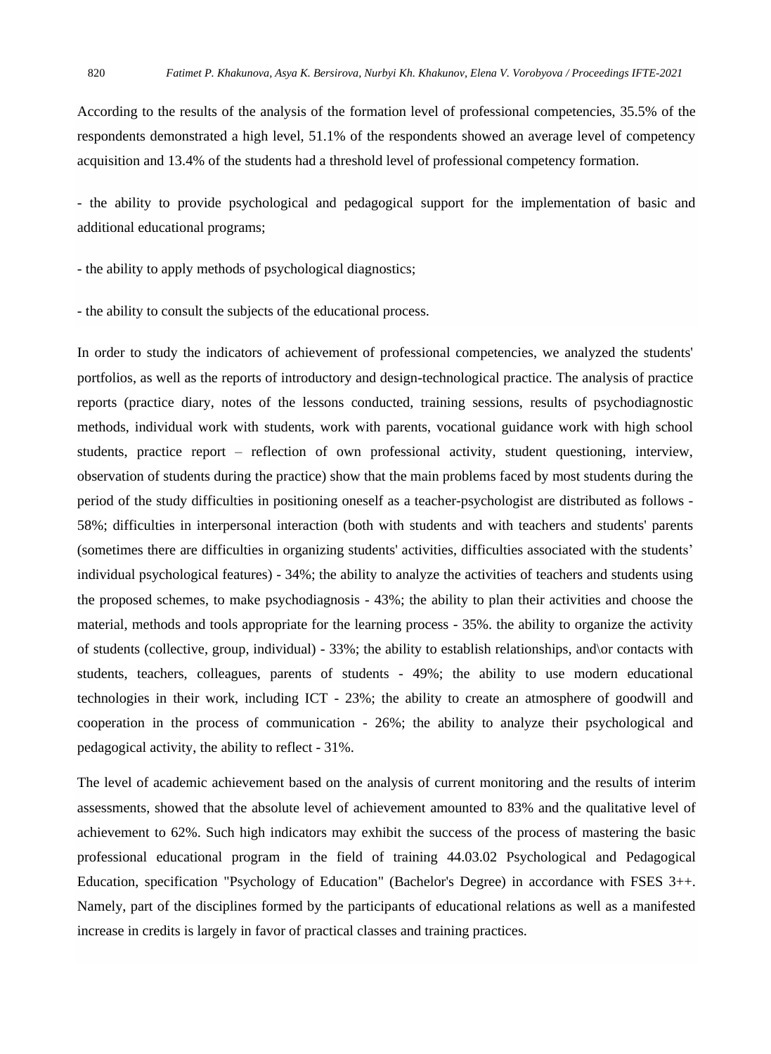According to the results of the analysis of the formation level of professional competencies, 35.5% of the respondents demonstrated a high level, 51.1% of the respondents showed an average level of competency acquisition and 13.4% of the students had a threshold level of professional competency formation.

- the ability to provide psychological and pedagogical support for the implementation of basic and additional educational programs;

- the ability to apply methods of psychological diagnostics;

- the ability to consult the subjects of the educational process.

In order to study the indicators of achievement of professional competencies, we analyzed the students' portfolios, as well as the reports of introductory and design-technological practice. The analysis of practice reports (practice diary, notes of the lessons conducted, training sessions, results of psychodiagnostic methods, individual work with students, work with parents, vocational guidance work with high school students, practice report – reflection of own professional activity, student questioning, interview, observation of students during the practice) show that the main problems faced by most students during the period of the study difficulties in positioning oneself as a teacher-psychologist are distributed as follows - 58%; difficulties in interpersonal interaction (both with students and with teachers and students' parents (sometimes there are difficulties in organizing students' activities, difficulties associated with the students' individual psychological features) - 34%; the ability to analyze the activities of teachers and students using the proposed schemes, to make psychodiagnosis - 43%; the ability to plan their activities and choose the material, methods and tools appropriate for the learning process - 35%. the ability to organize the activity of students (collective, group, individual) - 33%; the ability to establish relationships, and\or contacts with students, teachers, colleagues, parents of students - 49%; the ability to use modern educational technologies in their work, including ICT - 23%; the ability to create an atmosphere of goodwill and cooperation in the process of communication - 26%; the ability to analyze their psychological and pedagogical activity, the ability to reflect - 31%.

The level of academic achievement based on the analysis of current monitoring and the results of interim assessments, showed that the absolute level of achievement amounted to 83% and the qualitative level of achievement to 62%. Such high indicators may exhibit the success of the process of mastering the basic professional educational program in the field of training 44.03.02 Psychological and Pedagogical Education, specification "Psychology of Education" (Bachelor's Degree) in accordance with FSES 3++. Namely, part of the disciplines formed by the participants of educational relations as well as a manifested increase in credits is largely in favor of practical classes and training practices.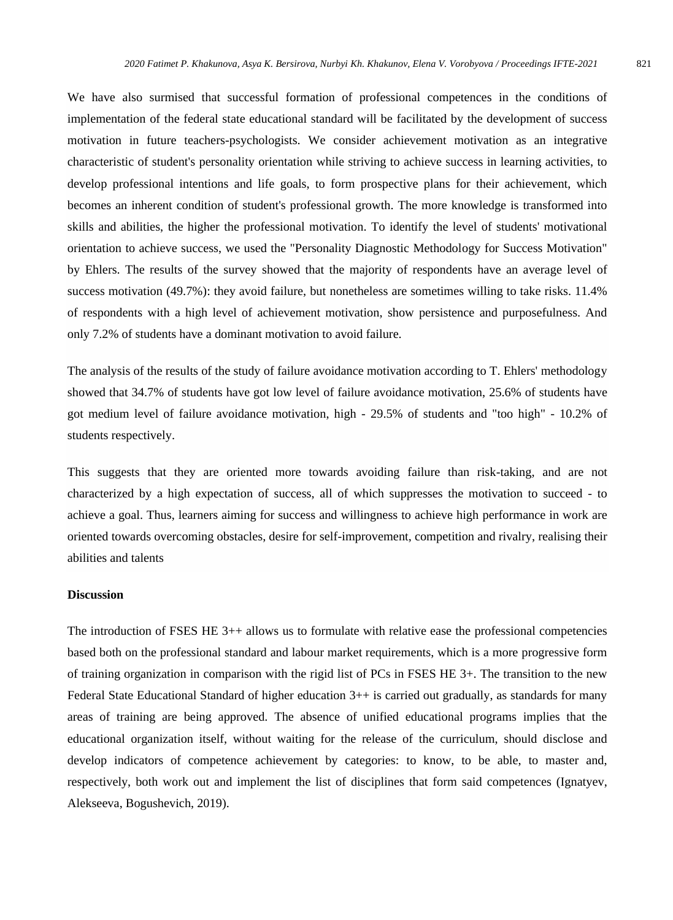We have also surmised that successful formation of professional competences in the conditions of implementation of the federal state educational standard will be facilitated by the development of success motivation in future teachers-psychologists. We consider achievement motivation as an integrative characteristic of student's personality orientation while striving to achieve success in learning activities, to develop professional intentions and life goals, to form prospective plans for their achievement, which becomes an inherent condition of student's professional growth. The more knowledge is transformed into skills and abilities, the higher the professional motivation. To identify the level of students' motivational orientation to achieve success, we used the "Personality Diagnostic Methodology for Success Motivation" by Ehlers. The results of the survey showed that the majority of respondents have an average level of success motivation (49.7%): they avoid failure, but nonetheless are sometimes willing to take risks. 11.4% of respondents with a high level of achievement motivation, show persistence and purposefulness. And only 7.2% of students have a dominant motivation to avoid failure.

The analysis of the results of the study of failure avoidance motivation according to T. Ehlers' methodology showed that 34.7% of students have got low level of failure avoidance motivation, 25.6% of students have got medium level of failure avoidance motivation, high - 29.5% of students and "too high" - 10.2% of students respectively.

This suggests that they are oriented more towards avoiding failure than risk-taking, and are not characterized by a high expectation of success, all of which suppresses the motivation to succeed - to achieve a goal. Thus, learners aiming for success and willingness to achieve high performance in work are oriented towards overcoming obstacles, desire for self-improvement, competition and rivalry, realising their abilities and talents

**Discussion**

The introduction of FSES HE 3++ allows us to formulate with relative ease the professional competencies based both on the professional standard and labour market requirements, which is a more progressive form of training organization in comparison with the rigid list of PCs in FSES HE 3+. The transition to the new Federal State Educational Standard of higher education 3++ is carried out gradually, as standards for many areas of training are being approved. The absence of unified educational programs implies that the educational organization itself, without waiting for the release of the curriculum, should disclose and develop indicators of competence achievement by categories: to know, to be able, to master and, respectively, both work out and implement the list of disciplines that form said competences (Ignatyev, Alekseeva, Bogushevich, 2019).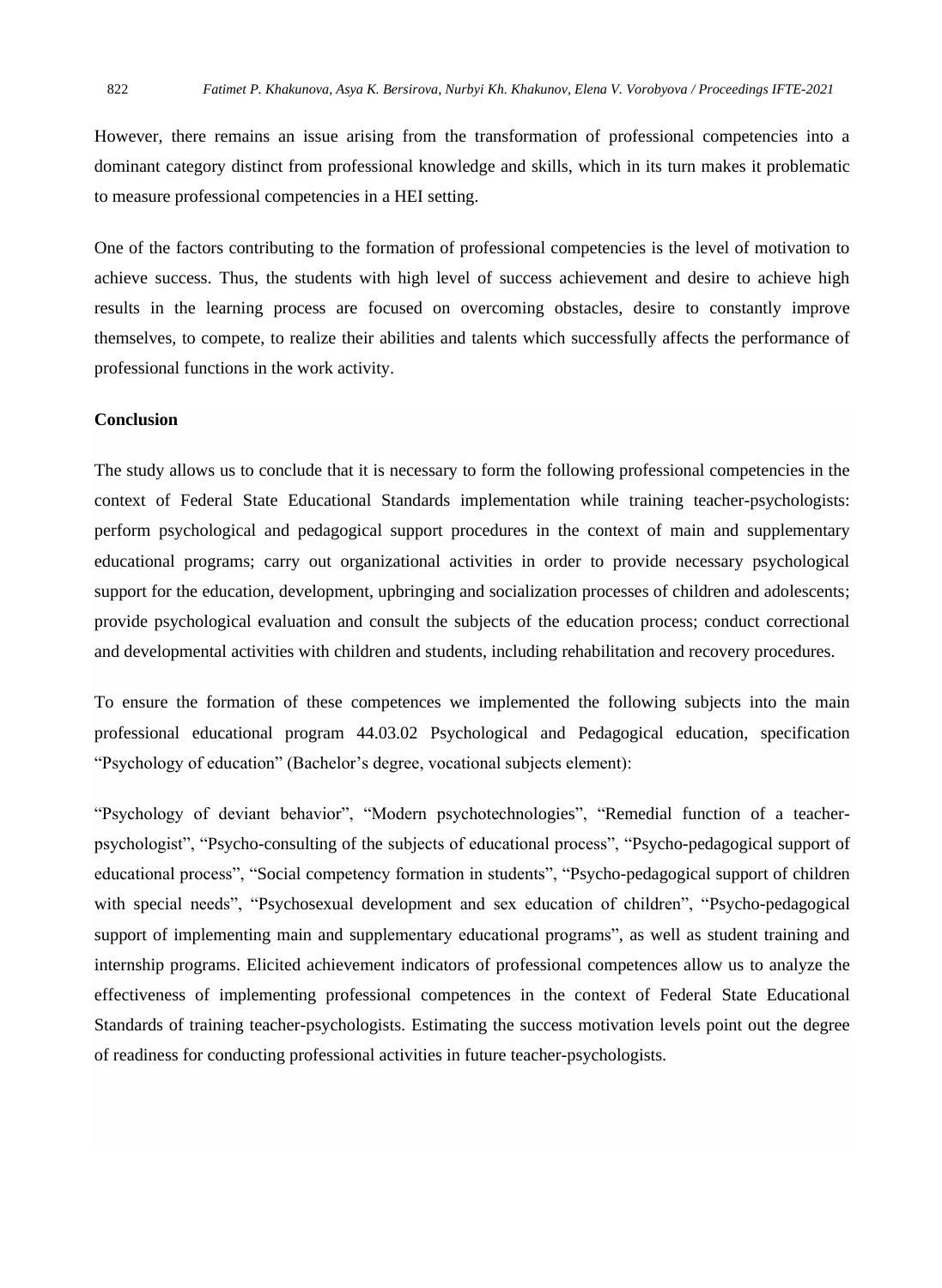However, there remains an issue arising from the transformation of professional competencies into a dominant category distinct from professional knowledge and skills, which in its turn makes it problematic to measure professional competencies in a HEI setting.

One of the factors contributing to the formation of professional competencies is the level of motivation to achieve success. Thus, the students with high level of success achievement and desire to achieve high results in the learning process are focused on overcoming obstacles, desire to constantly improve themselves, to compete, to realize their abilities and talents which successfully affects the performance of professional functions in the work activity.

## Conclusion

The study allows us to conclude that it is necessary to form the following professional competencies in the context of Federal State Educational Standards implementation while training teacher-psychologists: perform psychological and pedagogical support procedures in the context of main and supplementary educational programs; carry out organizational activities in order to provide necessary psychological support for the education, development, upbringing and socialization processes of children and adolescents; provide psychological evaluation and consult the subjects of the education process; conduct correctional and developmental activities with children and students, including rehabilitation and recovery procedures.

To ensure the formation of these competences we implemented the following subjects into the main professional educational program 44.03.02 Psychological and Pedagogical education, specification "Psychology of education" (Bachelor's degree, vocational subjects element):

"Psychology of deviant behavior", "Modern psychotechnologies", "Remedial function of a teacher-psychologist", "Psycho-consulting of the subjects of educational process", "Psycho-pedagogical support of educational process", "Social competency formation in students", "Psycho-pedagogical support of children with special needs", "Psychosexual development and sex education of children", "Psycho-pedagogical support of implementing main and supplementary educational programs", as well as student training and internship programs. Elicited achievement indicators of professional competences allow us to analyze the effectiveness of implementing professional competences in the context of Federal State Educational Standards of training teacher-psychologists. Estimating the success motivation levels point out the degree of readiness for conducting professional activities in future teacher-psychologists.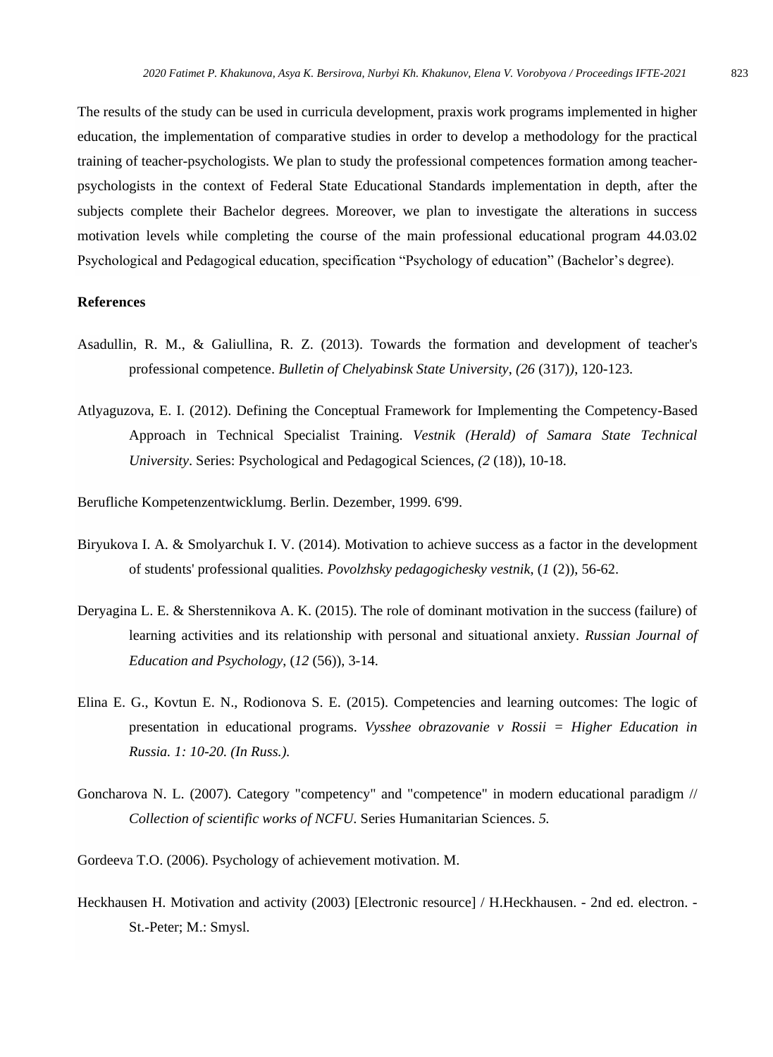The results of the study can be used in curricula development, praxis work programs implemented in higher education, the implementation of comparative studies in order to develop a methodology for the practical training of teacher-psychologists. We plan to study the professional competences formation among teacher-psychologists in the context of Federal State Educational Standards implementation in depth, after the subjects complete their Bachelor degrees. Moreover, we plan to investigate the alterations in success motivation levels while completing the course of the main professional educational program 44.03.02 Psychological and Pedagogical education, specification "Psychology of education" (Bachelor's degree).

## References

Asadullin, R. M., & Galiullina, R. Z. (2013). Towards the formation and development of teacher's professional competence. *Bulletin of Chelyabinsk State University*, *(26* (317)*)*, 120-123.

Atlyaguzova, E. I. (2012). Defining the Conceptual Framework for Implementing the Competency-Based Approach in Technical Specialist Training. *Vestnik (Herald) of Samara State Technical University*. Series: Psychological and Pedagogical Sciences, *(2* (18)), 10-18.

Berufliche Kompetenzentwicklumg. Berlin. Dezember, 1999. 6'99.

Biryukova I. A. & Smolyarchuk I. V. (2014). Motivation to achieve success as a factor in the development of students' professional qualities. *Povolzhsky pedagogichesky vestnik*, (*1* (2)), 56-62.

Deryagina L. E. & Sherstennikova A. K. (2015). The role of dominant motivation in the success (failure) of learning activities and its relationship with personal and situational anxiety. *Russian Journal of Education and Psychology*, (*12* (56)), 3-14.

Elina E. G., Kovtun E. N., Rodionova S. E. (2015). Competencies and learning outcomes: The logic of presentation in educational programs. *Vysshee obrazovanie v Rossii = Higher Education in Russia. 1: 10-20. (In Russ.).*

Goncharova N. L. (2007). Category "competency" and "competence" in modern educational paradigm // *Collection of scientific works of NCFU*. Series Humanitarian Sciences. *5.*

Gordeeva T.O. (2006). Psychology of achievement motivation. M.

Heckhausen H. Motivation and activity (2003) [Electronic resource] / H.Heckhausen. - 2nd ed. electron. - St.-Peter; M.: Smysl.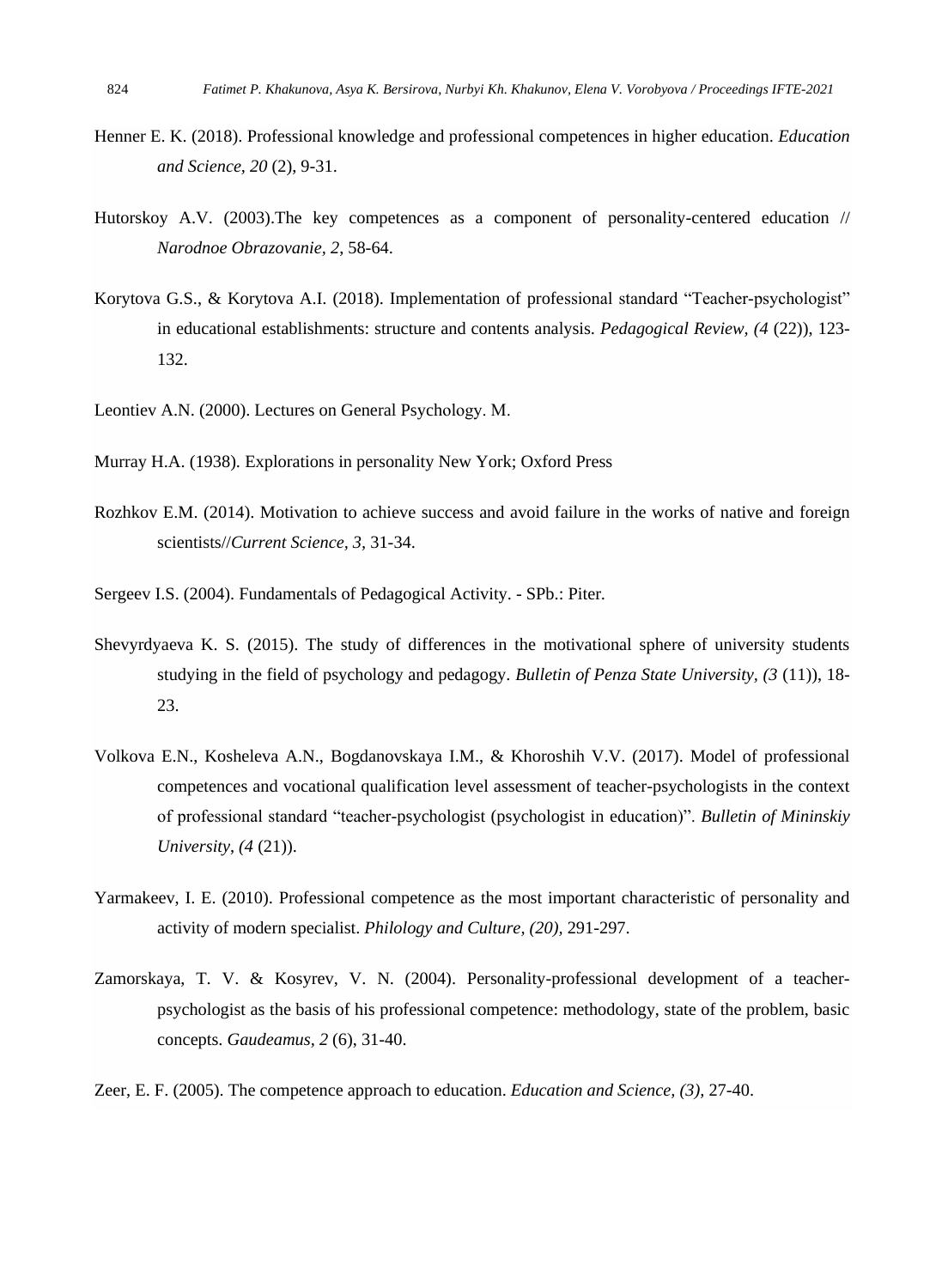Henner E. K. (2018). Professional knowledge and professional competences in higher education. *Education and Science, 20* (2), 9-31.

Hutorskoy A.V. (2003).The key competences as a component of personality-centered education // *Narodnoe Obrazovanie, 2*, 58-64.

Korytova G.S., & Korytova A.I. (2018). Implementation of professional standard “Teacher-psychologist” in educational establishments: structure and contents analysis. *Pedagogical Review, (4* (22)), 123-132.

Leontiev A.N. (2000). Lectures on General Psychology. M.

Murray H.A. (1938). Explorations in personality New York; Oxford Press

Rozhkov E.M. (2014). Motivation to achieve success and avoid failure in the works of native and foreign scientists//*Current Science, 3*, 31-34.

Sergeev I.S. (2004). Fundamentals of Pedagogical Activity. - SPb.: Piter.

Shevyrdyaeva K. S. (2015). The study of differences in the motivational sphere of university students studying in the field of psychology and pedagogy. *Bulletin of Penza State University, (3* (11)), 18-23.

Volkova E.N., Kosheleva A.N., Bogdanovskaya I.M., & Khoroshih V.V. (2017). Model of professional competences and vocational qualification level assessment of teacher-psychologists in the context of professional standard “teacher-psychologist (psychologist in education)”. *Bulletin of Mininskiy University*, *(4* (21)).

Yarmakeev, I. E. (2010). Professional competence as the most important characteristic of personality and activity of modern specialist. *Philology and Culture, (20),* 291-297.

Zamorskaya, T. V. & Kosyrev, V. N. (2004). Personality-professional development of a teacher-psychologist as the basis of his professional competence: methodology, state of the problem, basic concepts. *Gaudeamus, 2* (6), 31-40.

Zeer, E. F. (2005). The competence approach to education. *Education and Science, (3),* 27-40.